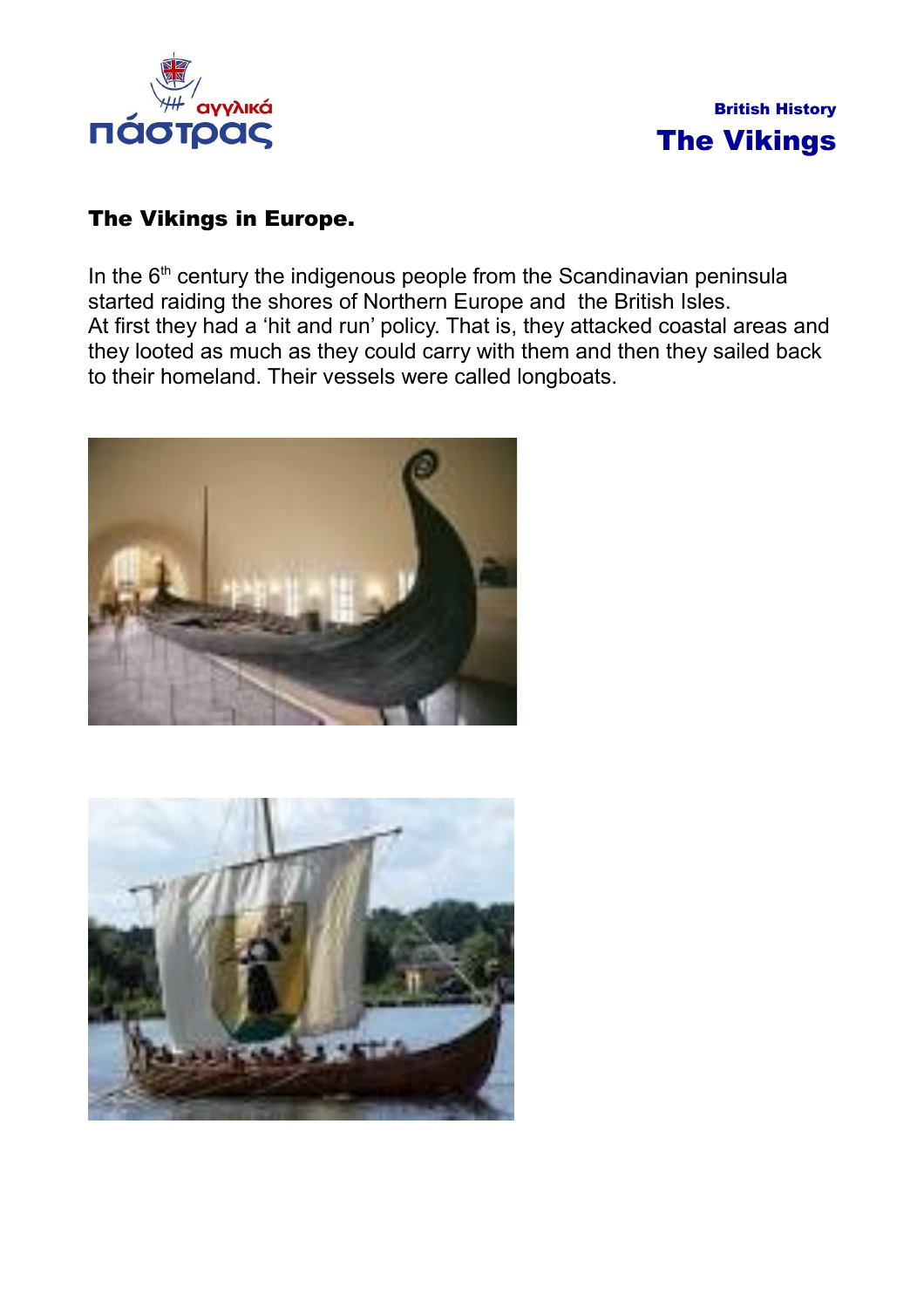British History

# The Vikings

## The Vikings in Europe.

In the 6th century the indigenous people from the Scandinavian peninsula started raiding the shores of Northern Europe and the British Isles.
At first they had a 'hit and run' policy. That is, they attacked coastal areas and they looted as much as they could carry with them and then they sailed back to their homeland. Their vessels were called longboats.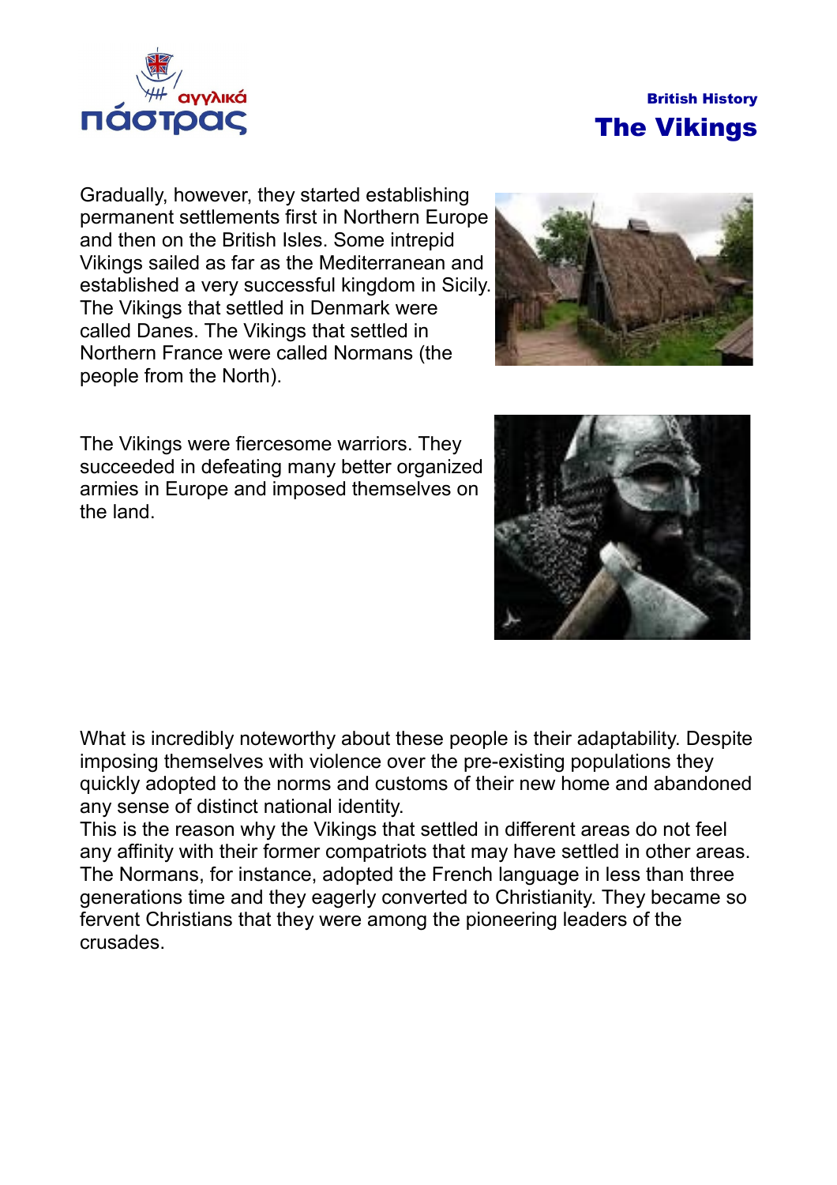Gradually, however, they started establishing permanent settlements first in Northern Europe and then on the British Isles. Some intrepid Vikings sailed as far as the Mediterranean and established a very successful kingdom in Sicily. The Vikings that settled in Denmark were called Danes. The Vikings that settled in Northern France were called Normans (the people from the North).

The Vikings were fiercesome warriors. They succeeded in defeating many better organized armies in Europe and imposed themselves on the land.

What is incredibly noteworthy about these people is their adaptability. Despite imposing themselves with violence over the pre-existing populations they quickly adopted to the norms and customs of their new home and abandoned any sense of distinct national identity.
This is the reason why the Vikings that settled in different areas do not feel any affinity with their former compatriots that may have settled in other areas. The Normans, for instance, adopted the French language in less than three generations time and they eagerly converted to Christianity. They became so fervent Christians that they were among the pioneering leaders of the crusades.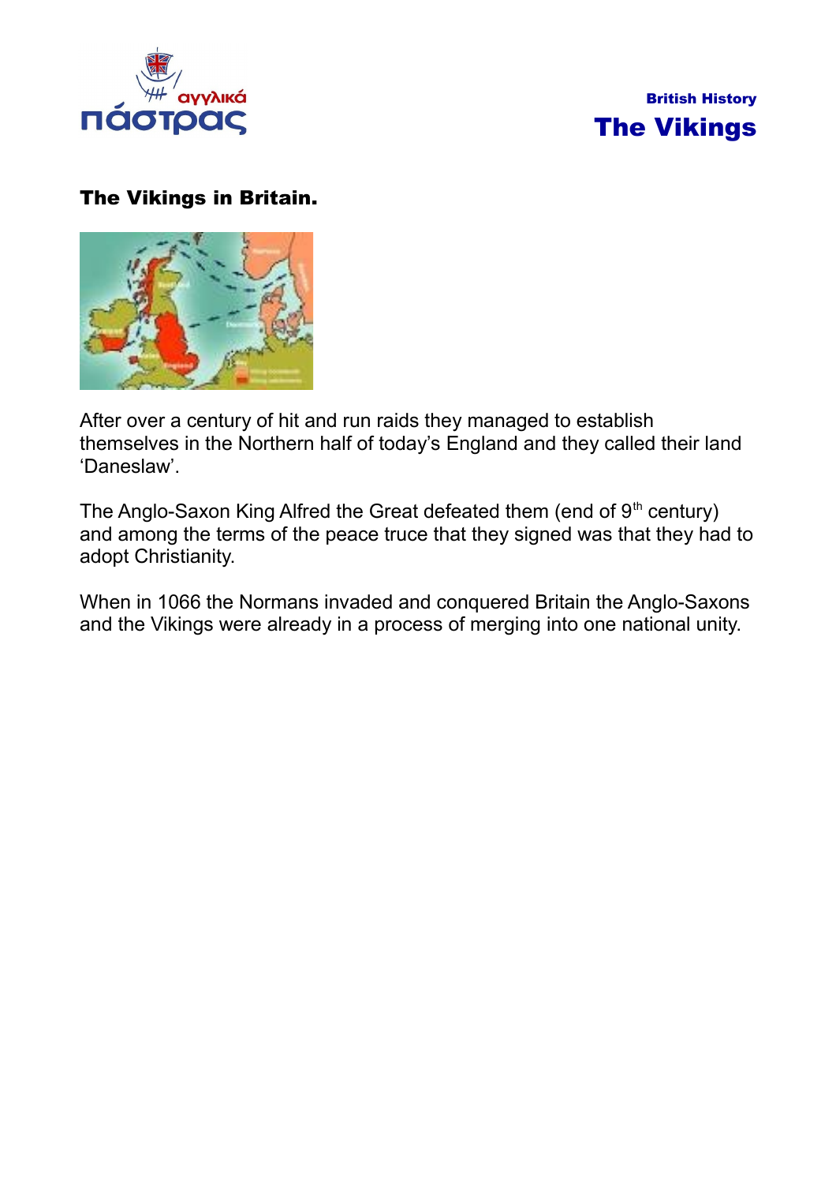### The Vikings in Britain.

After over a century of hit and run raids they managed to establish themselves in the Northern half of today's England and they called their land 'Daneslaw'.

The Anglo-Saxon King Alfred the Great defeated them (end of 9th century) and among the terms of the peace truce that they signed was that they had to adopt Christianity.

When in 1066 the Normans invaded and conquered Britain the Anglo-Saxons and the Vikings were already in a process of merging into one national unity.